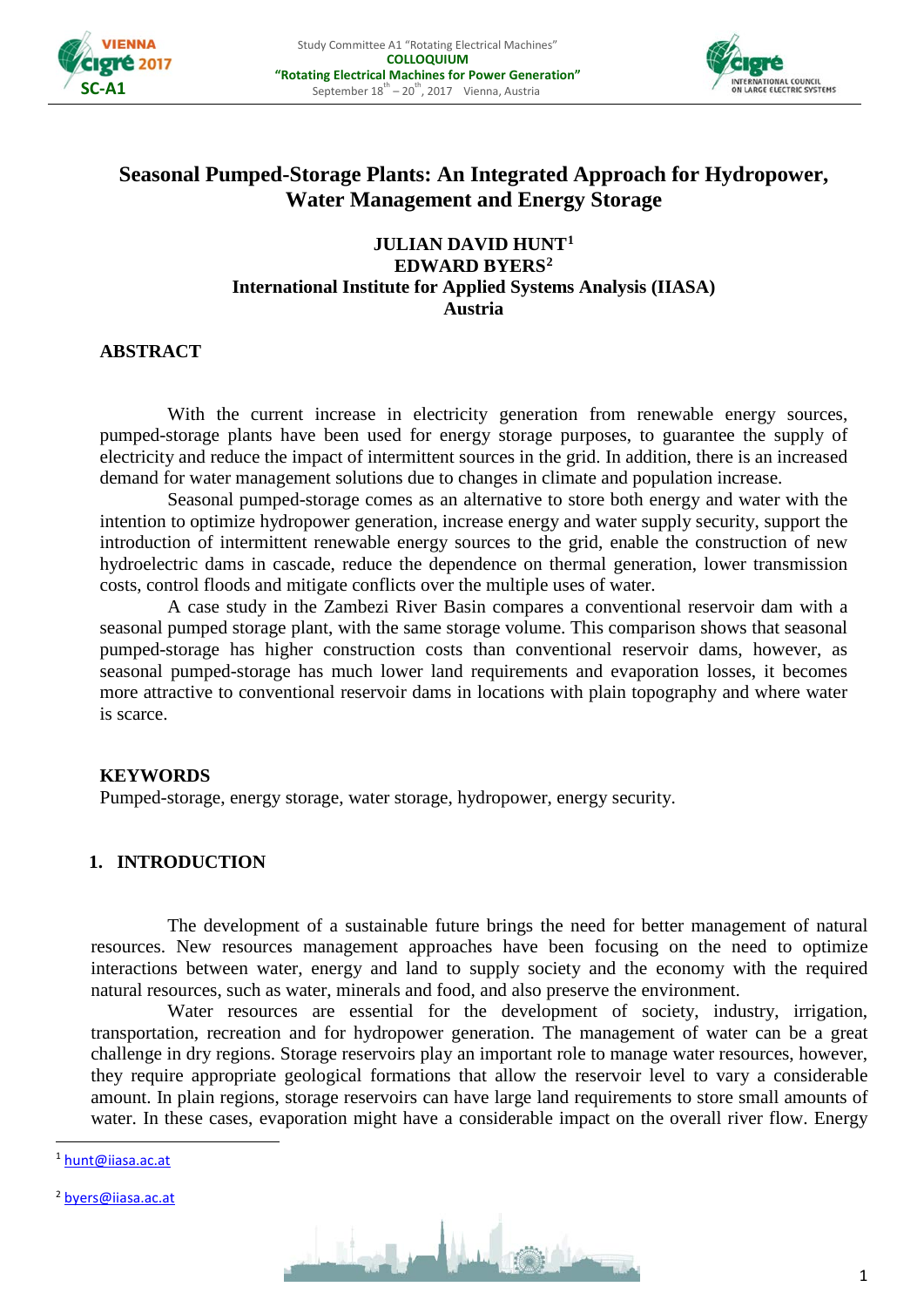# Seasonal Pumped-Storage Plants: An Integrated Approach for Hydropower, Water Management and Energy Storage

**JULIAN DAVID HUNT[1]**
**EDWARD BYERS[2]**
**International Institute for Applied Systems Analysis (IIASA)**
**Austria**

## ABSTRACT

With the current increase in electricity generation from renewable energy sources, pumped-storage plants have been used for energy storage purposes, to guarantee the supply of electricity and reduce the impact of intermittent sources in the grid. In addition, there is an increased demand for water management solutions due to changes in climate and population increase.

Seasonal pumped-storage comes as an alternative to store both energy and water with the intention to optimize hydropower generation, increase energy and water supply security, support the introduction of intermittent renewable energy sources to the grid, enable the construction of new hydroelectric dams in cascade, reduce the dependence on thermal generation, lower transmission costs, control floods and mitigate conflicts over the multiple uses of water.

A case study in the Zambezi River Basin compares a conventional reservoir dam with a seasonal pumped storage plant, with the same storage volume. This comparison shows that seasonal pumped-storage has higher construction costs than conventional reservoir dams, however, as seasonal pumped-storage has much lower land requirements and evaporation losses, it becomes more attractive to conventional reservoir dams in locations with plain topography and where water is scarce.

## KEYWORDS

Pumped-storage, energy storage, water storage, hydropower, energy security.

## 1. INTRODUCTION

The development of a sustainable future brings the need for better management of natural resources. New resources management approaches have been focusing on the need to optimize interactions between water, energy and land to supply society and the economy with the required natural resources, such as water, minerals and food, and also preserve the environment.

Water resources are essential for the development of society, industry, irrigation, transportation, recreation and for hydropower generation. The management of water can be a great challenge in dry regions. Storage reservoirs play an important role to manage water resources, however, they require appropriate geological formations that allow the reservoir level to vary a considerable amount. In plain regions, storage reservoirs can have large land requirements to store small amounts of water. In these cases, evaporation might have a considerable impact on the overall river flow. Energy

---

[1] hunt@iiasa.ac.at

[2] byers@iiasa.ac.at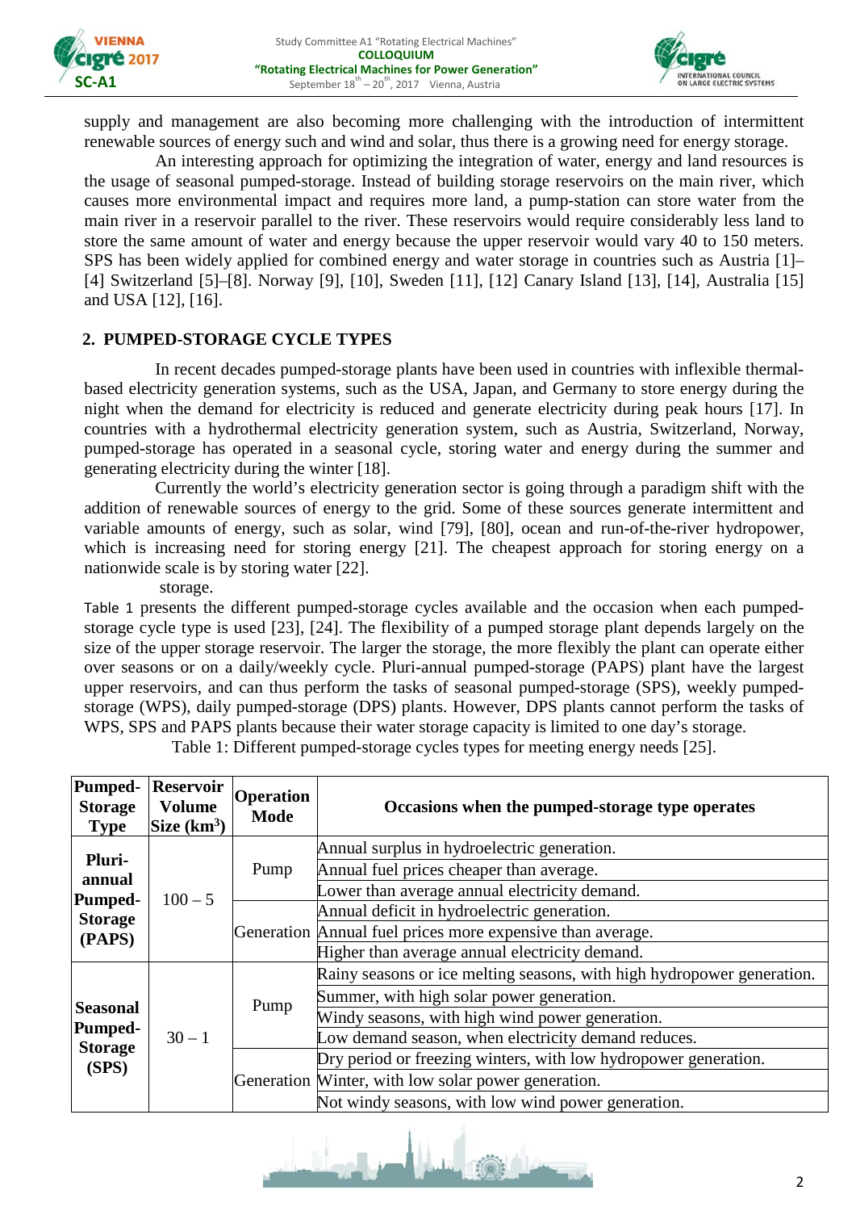supply and management are also becoming more challenging with the introduction of intermittent renewable sources of energy such and wind and solar, thus there is a growing need for energy storage.

An interesting approach for optimizing the integration of water, energy and land resources is the usage of seasonal pumped-storage. Instead of building storage reservoirs on the main river, which causes more environmental impact and requires more land, a pump-station can store water from the main river in a reservoir parallel to the river. These reservoirs would require considerably less land to store the same amount of water and energy because the upper reservoir would vary 40 to 150 meters. SPS has been widely applied for combined energy and water storage in countries such as Austria [1]–[4] Switzerland [5]–[8]. Norway [9], [10], Sweden [11], [12] Canary Island [13], [14], Australia [15] and USA [12], [16].

## 2. PUMPED-STORAGE CYCLE TYPES

In recent decades pumped-storage plants have been used in countries with inflexible thermal-based electricity generation systems, such as the USA, Japan, and Germany to store energy during the night when the demand for electricity is reduced and generate electricity during peak hours [17]. In countries with a hydrothermal electricity generation system, such as Austria, Switzerland, Norway, pumped-storage has operated in a seasonal cycle, storing water and energy during the summer and generating electricity during the winter [18].

Currently the world's electricity generation sector is going through a paradigm shift with the addition of renewable sources of energy to the grid. Some of these sources generate intermittent and variable amounts of energy, such as solar, wind [79], [80], ocean and run-of-the-river hydropower, which is increasing need for storing energy [21]. The cheapest approach for storing energy on a nationwide scale is by storing water [22].

storage.

Table 1 presents the different pumped-storage cycles available and the occasion when each pumped-storage cycle type is used [23], [24]. The flexibility of a pumped storage plant depends largely on the size of the upper storage reservoir. The larger the storage, the more flexibly the plant can operate either over seasons or on a daily/weekly cycle. Pluri-annual pumped-storage (PAPS) plant have the largest upper reservoirs, and can thus perform the tasks of seasonal pumped-storage (SPS), weekly pumped-storage (WPS), daily pumped-storage (DPS) plants. However, DPS plants cannot perform the tasks of WPS, SPS and PAPS plants because their water storage capacity is limited to one day's storage.

Table 1: Different pumped-storage cycles types for meeting energy needs [25].

| Pumped-Storage Type | Reservoir Volume Size ($km^3$) | Operation Mode | Occasions when the pumped-storage type operates |
|---|---|---|---|
| Pluri-annual Pumped-Storage (PAPS) | 100 – 5 | Pump | Annual surplus in hydroelectric generation. |
| | | | Annual fuel prices cheaper than average. |
| | | | Lower than average annual electricity demand. |
| | | Generation | Annual deficit in hydroelectric generation. |
| | | | Annual fuel prices more expensive than average. |
| | | | Higher than average annual electricity demand. |
| Seasonal Pumped-Storage (SPS) | 30 – 1 | Pump | Rainy seasons or ice melting seasons, with high hydropower generation. |
| | | | Summer, with high solar power generation. |
| | | | Windy seasons, with high wind power generation. |
| | | | Low demand season, when electricity demand reduces. |
| | | Generation | Dry period or freezing winters, with low hydropower generation. |
| | | | Winter, with low solar power generation. |
| | | | Not windy seasons, with low wind power generation. |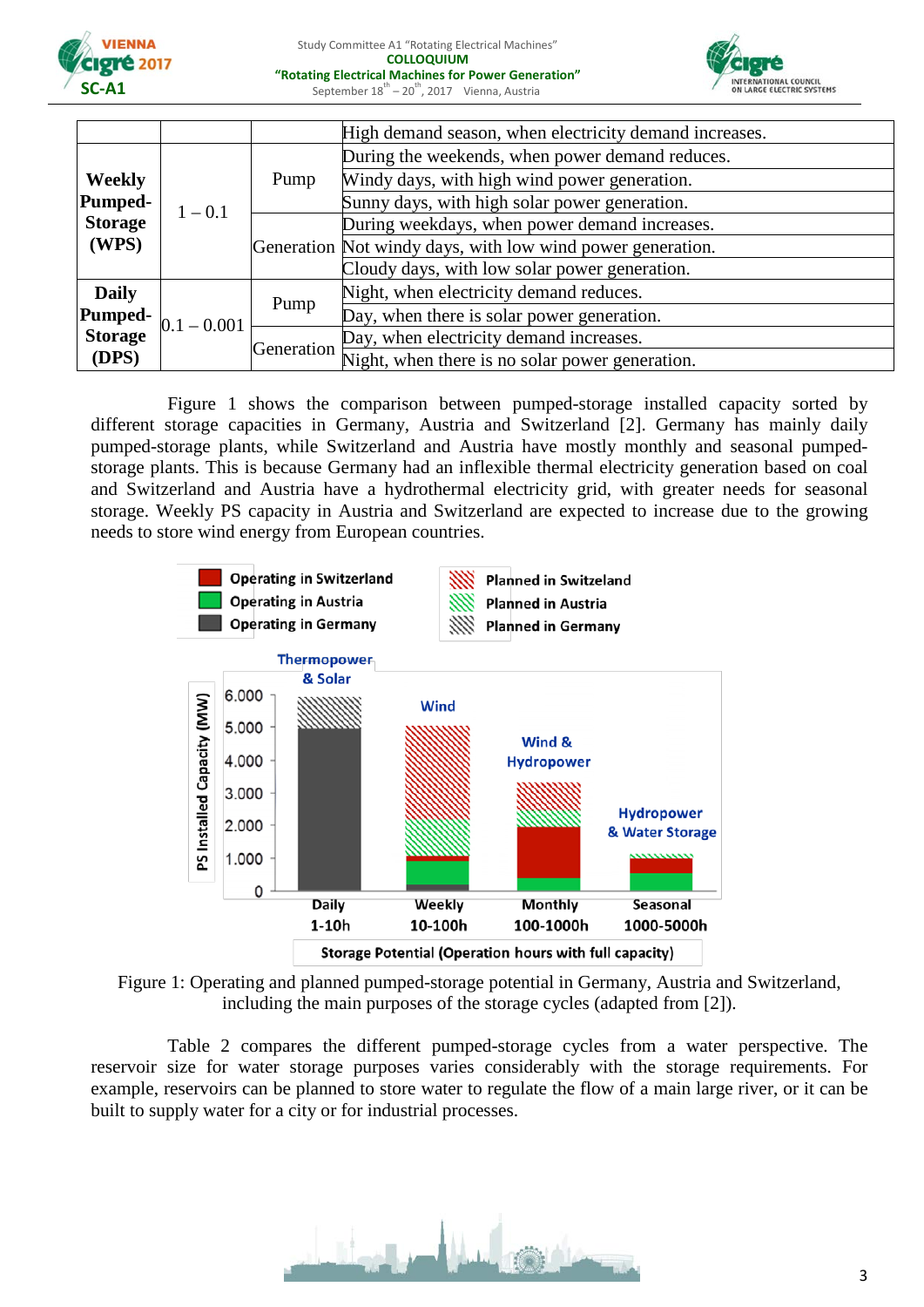|  |  |  | High demand season, when electricity demand increases. |
|---|---|---|---|
| **Weekly Pumped-Storage (WPS)** | 1 – 0.1 | Pump | During the weekends, when power demand reduces. |
|  |  |  | Windy days, with high wind power generation. |
|  |  |  | Sunny days, with high solar power generation. |
|  |  | Generation | During weekdays, when power demand increases. |
|  |  |  | Not windy days, with low wind power generation. |
|  |  |  | Cloudy days, with low solar power generation. |
| **Daily Pumped-Storage (DPS)** | 0.1 – 0.001 | Pump | Night, when electricity demand reduces. |
|  |  |  | Day, when there is solar power generation. |
|  |  | Generation | Day, when electricity demand increases. |
|  |  |  | Night, when there is no solar power generation. |

Figure 1 shows the comparison between pumped-storage installed capacity sorted by different storage capacities in Germany, Austria and Switzerland [2]. Germany has mainly daily pumped-storage plants, while Switzerland and Austria have mostly monthly and seasonal pumped-storage plants. This is because Germany had an inflexible thermal electricity generation based on coal and Switzerland and Austria have a hydrothermal electricity grid, with greater needs for seasonal storage. Weekly PS capacity in Austria and Switzerland are expected to increase due to the growing needs to store wind energy from European countries.

Figure 1: Operating and planned pumped-storage potential in Germany, Austria and Switzerland, including the main purposes of the storage cycles (adapted from [2]).

Table 2 compares the different pumped-storage cycles from a water perspective. The reservoir size for water storage purposes varies considerably with the storage requirements. For example, reservoirs can be planned to store water to regulate the flow of a main large river, or it can be built to supply water for a city or for industrial processes.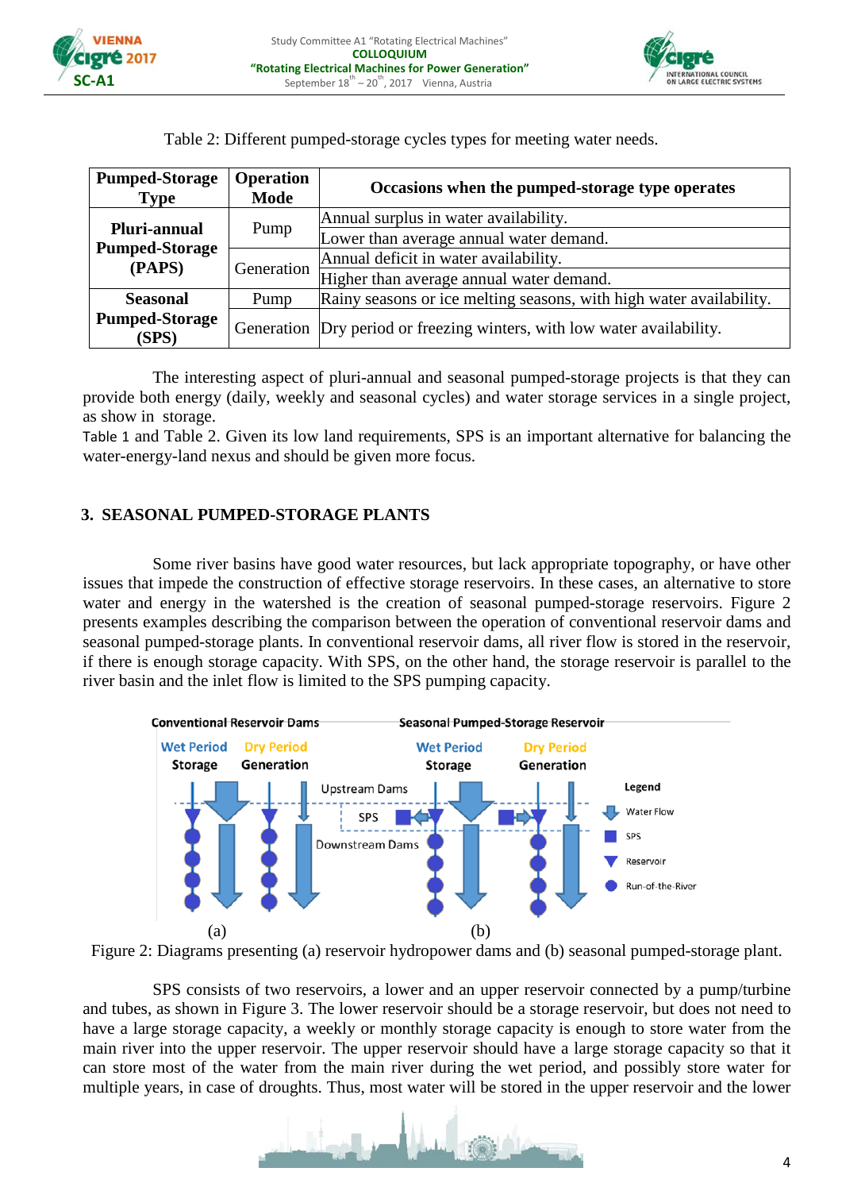Table 2: Different pumped-storage cycles types for meeting water needs.

| Pumped-Storage Type | Operation Mode | Occasions when the pumped-storage type operates |
|---|---|---|
| Pluri-annual Pumped-Storage (PAPS) | Pump | Annual surplus in water availability. |
| | | Lower than average annual water demand. |
| | Generation | Annual deficit in water availability. |
| | | Higher than average annual water demand. |
| Seasonal Pumped-Storage (SPS) | Pump | Rainy seasons or ice melting seasons, with high water availability. |
| | Generation | Dry period or freezing winters, with low water availability. |

The interesting aspect of pluri-annual and seasonal pumped-storage projects is that they can provide both energy (daily, weekly and seasonal cycles) and water storage services in a single project, as show in storage.
Table 1 and Table 2. Given its low land requirements, SPS is an important alternative for balancing the water-energy-land nexus and should be given more focus.

## 3. SEASONAL PUMPED-STORAGE PLANTS

Some river basins have good water resources, but lack appropriate topography, or have other issues that impede the construction of effective storage reservoirs. In these cases, an alternative to store water and energy in the watershed is the creation of seasonal pumped-storage reservoirs. Figure 2 presents examples describing the comparison between the operation of conventional reservoir dams and seasonal pumped-storage plants. In conventional reservoir dams, all river flow is stored in the reservoir, if there is enough storage capacity. With SPS, on the other hand, the storage reservoir is parallel to the river basin and the inlet flow is limited to the SPS pumping capacity.

Figure 2: Diagrams presenting (a) reservoir hydropower dams and (b) seasonal pumped-storage plant.

SPS consists of two reservoirs, a lower and an upper reservoir connected by a pump/turbine and tubes, as shown in Figure 3. The lower reservoir should be a storage reservoir, but does not need to have a large storage capacity, a weekly or monthly storage capacity is enough to store water from the main river into the upper reservoir. The upper reservoir should have a large storage capacity so that it can store most of the water from the main river during the wet period, and possibly store water for multiple years, in case of droughts. Thus, most water will be stored in the upper reservoir and the lower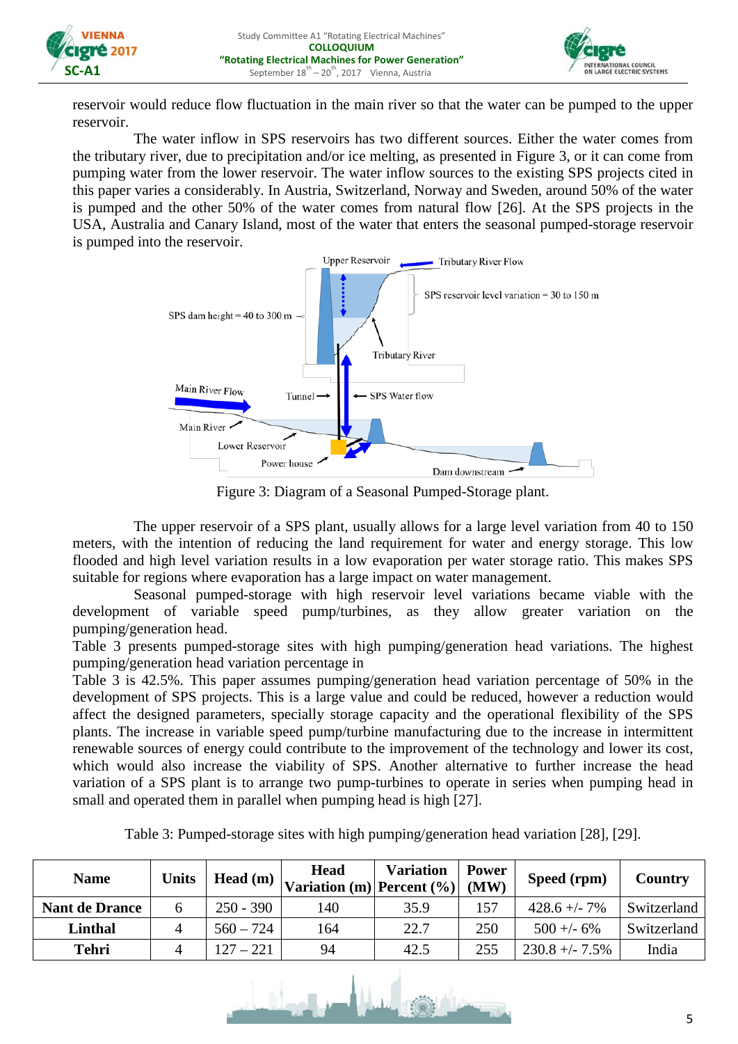reservoir would reduce flow fluctuation in the main river so that the water can be pumped to the upper reservoir.

The water inflow in SPS reservoirs has two different sources. Either the water comes from the tributary river, due to precipitation and/or ice melting, as presented in Figure 3, or it can come from pumping water from the lower reservoir. The water inflow sources to the existing SPS projects cited in this paper varies a considerably. In Austria, Switzerland, Norway and Sweden, around 50% of the water is pumped and the other 50% of the water comes from natural flow [26]. At the SPS projects in the USA, Australia and Canary Island, most of the water that enters the seasonal pumped-storage reservoir is pumped into the reservoir.

Figure 3: Diagram of a Seasonal Pumped-Storage plant.

The upper reservoir of a SPS plant, usually allows for a large level variation from 40 to 150 meters, with the intention of reducing the land requirement for water and energy storage. This low flooded and high level variation results in a low evaporation per water storage ratio. This makes SPS suitable for regions where evaporation has a large impact on water management.

Seasonal pumped-storage with high reservoir level variations became viable with the development of variable speed pump/turbines, as they allow greater variation on the pumping/generation head.
Table 3 presents pumped-storage sites with high pumping/generation head variations. The highest pumping/generation head variation percentage in
Table 3 is 42.5%. This paper assumes pumping/generation head variation percentage of 50% in the development of SPS projects. This is a large value and could be reduced, however a reduction would affect the designed parameters, specially storage capacity and the operational flexibility of the SPS plants. The increase in variable speed pump/turbine manufacturing due to the increase in intermittent renewable sources of energy could contribute to the improvement of the technology and lower its cost, which would also increase the viability of SPS. Another alternative to further increase the head variation of a SPS plant is to arrange two pump-turbines to operate in series when pumping head in small and operated them in parallel when pumping head is high [27].

Table 3: Pumped-storage sites with high pumping/generation head variation [28], [29].

| Name | Units | Head (m) | Head Variation (m) | Variation Percent (%) | Power (MW) | Speed (rpm) | Country |
|---|---|---|---|---|---|---|---|
| Nant de Drance | 6 | 250 - 390 | 140 | 35.9 | 157 | 428.6 +/- 7% | Switzerland |
| Linthal | 4 | 560 – 724 | 164 | 22.7 | 250 | 500 +/- 6% | Switzerland |
| Tehri | 4 | 127 – 221 | 94 | 42.5 | 255 | 230.8 +/- 7.5% | India |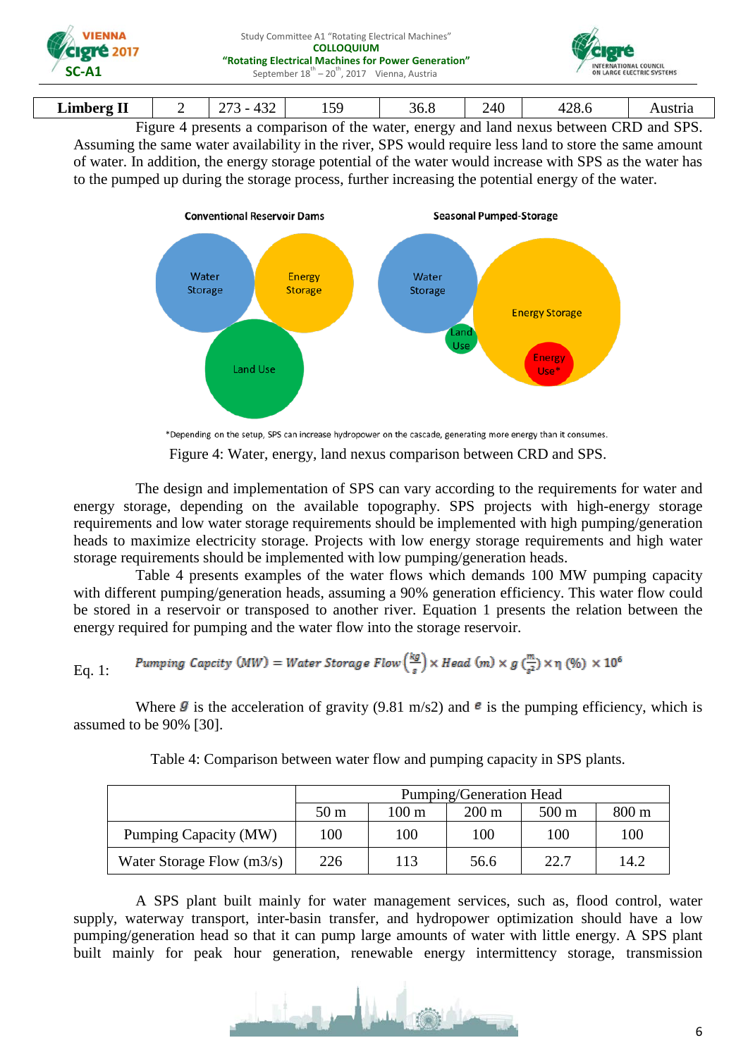| Limberg II | 2 | 273 - 432 | 159 | 36.8 | 240 | 428.6 | Austria |
|---|---|---|---|---|---|---|---|

Figure 4 presents a comparison of the water, energy and land nexus between CRD and SPS. Assuming the same water availability in the river, SPS would require less land to store the same amount of water. In addition, the energy storage potential of the water would increase with SPS as the water has to the pumped up during the storage process, further increasing the potential energy of the water.

Conventional Reservoir Dams

Seasonal Pumped-Storage

*Depending on the setup, SPS can increase hydropower on the cascade, generating more energy than it consumes.

Figure 4: Water, energy, land nexus comparison between CRD and SPS.

The design and implementation of SPS can vary according to the requirements for water and energy storage, depending on the available topography. SPS projects with high-energy storage requirements and low water storage requirements should be implemented with high pumping/generation heads to maximize electricity storage. Projects with low energy storage requirements and high water storage requirements should be implemented with low pumping/generation heads.

Table 4 presents examples of the water flows which demands 100 MW pumping capacity with different pumping/generation heads, assuming a 90% generation efficiency. This water flow could be stored in a reservoir or transposed to another river. Equation 1 presents the relation between the energy required for pumping and the water flow into the storage reservoir.

Eq. 1: $$\text{Pumping Capcity (MW)} = \text{Water Storage Flow}\left(\frac{kg}{s}\right) \times \text{Head (m)} \times g\left(\frac{m}{s^2}\right) \times \eta\ (\%) \times 10^6$$

Where $g$ is the acceleration of gravity (9.81 m/s2) and $e$ is the pumping efficiency, which is assumed to be 90% [30].

Table 4: Comparison between water flow and pumping capacity in SPS plants.

| | Pumping/Generation Head | | | | |
|---|---|---|---|---|---|
| | 50 m | 100 m | 200 m | 500 m | 800 m |
| Pumping Capacity (MW) | 100 | 100 | 100 | 100 | 100 |
| Water Storage Flow (m3/s) | 226 | 113 | 56.6 | 22.7 | 14.2 |

A SPS plant built mainly for water management services, such as, flood control, water supply, waterway transport, inter-basin transfer, and hydropower optimization should have a low pumping/generation head so that it can pump large amounts of water with little energy. A SPS plant built mainly for peak hour generation, renewable energy intermittency storage, transmission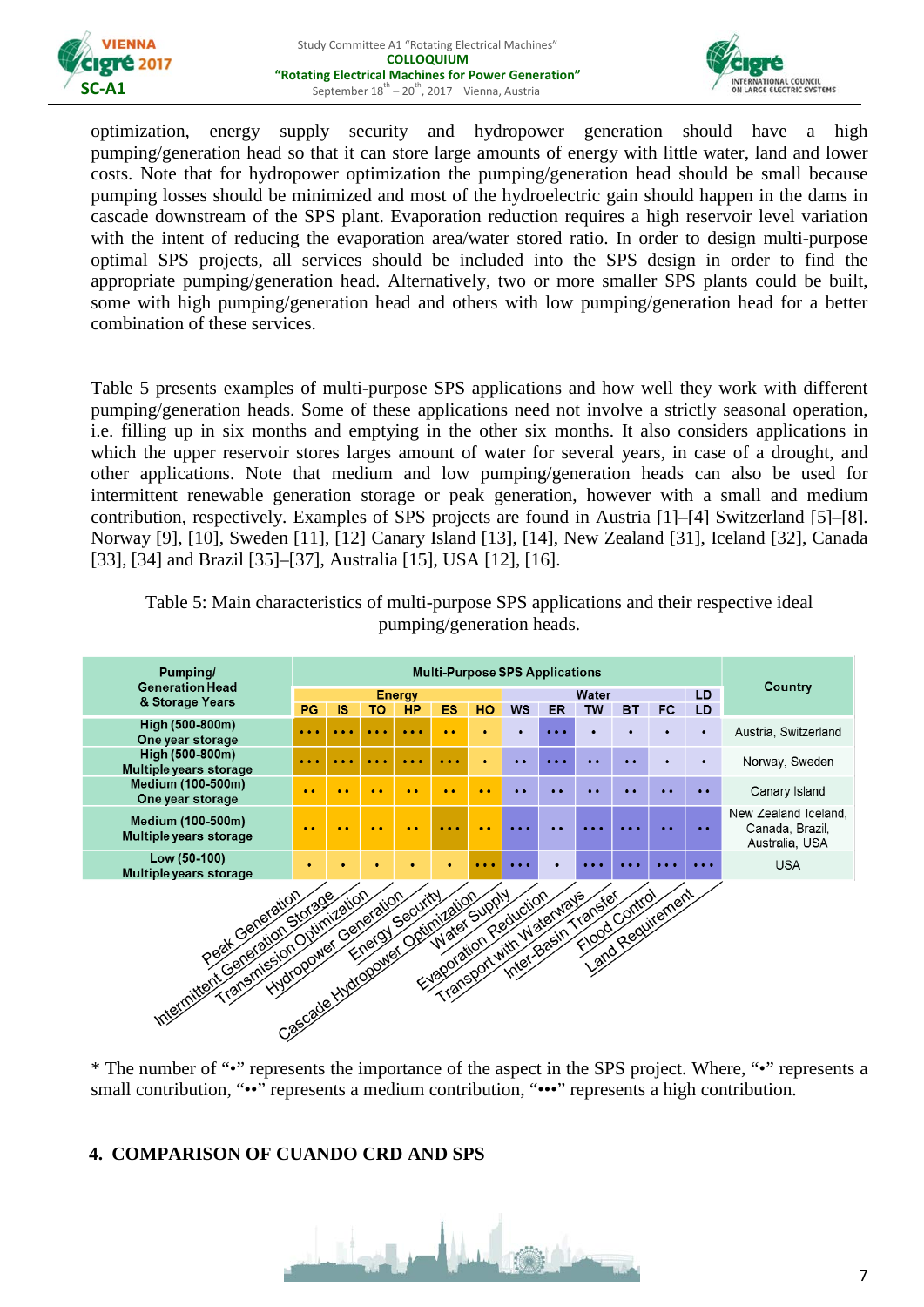optimization, energy supply security and hydropower generation should have a high pumping/generation head so that it can store large amounts of energy with little water, land and lower costs. Note that for hydropower optimization the pumping/generation head should be small because pumping losses should be minimized and most of the hydroelectric gain should happen in the dams in cascade downstream of the SPS plant. Evaporation reduction requires a high reservoir level variation with the intent of reducing the evaporation area/water stored ratio. In order to design multi-purpose optimal SPS projects, all services should be included into the SPS design in order to find the appropriate pumping/generation head. Alternatively, two or more smaller SPS plants could be built, some with high pumping/generation head and others with low pumping/generation head for a better combination of these services.

Table 5 presents examples of multi-purpose SPS applications and how well they work with different pumping/generation heads. Some of these applications need not involve a strictly seasonal operation, i.e. filling up in six months and emptying in the other six months. It also considers applications in which the upper reservoir stores larges amount of water for several years, in case of a drought, and other applications. Note that medium and low pumping/generation heads can also be used for intermittent renewable generation storage or peak generation, however with a small and medium contribution, respectively. Examples of SPS projects are found in Austria [1]–[4] Switzerland [5]–[8]. Norway [9], [10], Sweden [11], [12] Canary Island [13], [14], New Zealand [31], Iceland [32], Canada [33], [34] and Brazil [35]–[37], Australia [15], USA [12], [16].

Table 5: Main characteristics of multi-purpose SPS applications and their respective ideal pumping/generation heads.

| Pumping/ Generation Head & Storage Years | Multi-Purpose SPS Applications | | | | | | | | | | | | Country |
|---|---|---|---|---|---|---|---|---|---|---|---|---|---|
| | Energy | | | | | | Water | | | | | LD | |
| | PG | IS | TO | HP | ES | HO | WS | ER | TW | BT | FC | LD | |
| High (500-800m) One year storage | ••• | ••• | ••• | ••• | •• | • | • | ••• | • | • | • | • | Austria, Switzerland |
| High (500-800m) Multiple years storage | ••• | ••• | ••• | ••• | ••• | • | •• | ••• | •• | •• | • | • | Norway, Sweden |
| Medium (100-500m) One year storage | •• | •• | •• | •• | •• | •• | •• | •• | •• | •• | •• | •• | Canary Island |
| Medium (100-500m) Multiple years storage | •• | •• | •• | •• | ••• | •• | ••• | •• | ••• | ••• | •• | •• | New Zealand Iceland, Canada, Brazil, Australia, USA |
| Low (50-100) Multiple years storage | • | • | • | • | • | ••• | ••• | • | ••• | ••• | ••• | ••• | USA |

PG: Peak Generation; IS: Intermittent Generation Storage; TO: Transmission Optimization; HP: Hydropower Generation; ES: Energy Security; HO: Cascade Hydropower Optimization; WS: Water Supply; ER: Evaporation Reduction; TW: Transport with Waterways; BT: Inter-Basin Transfer; FC: Flood Control; LD: Land Requirement

\* The number of "•" represents the importance of the aspect in the SPS project. Where, "•" represents a small contribution, "••" represents a medium contribution, "•••" represents a high contribution.

## 4. COMPARISON OF CUANDO CRD AND SPS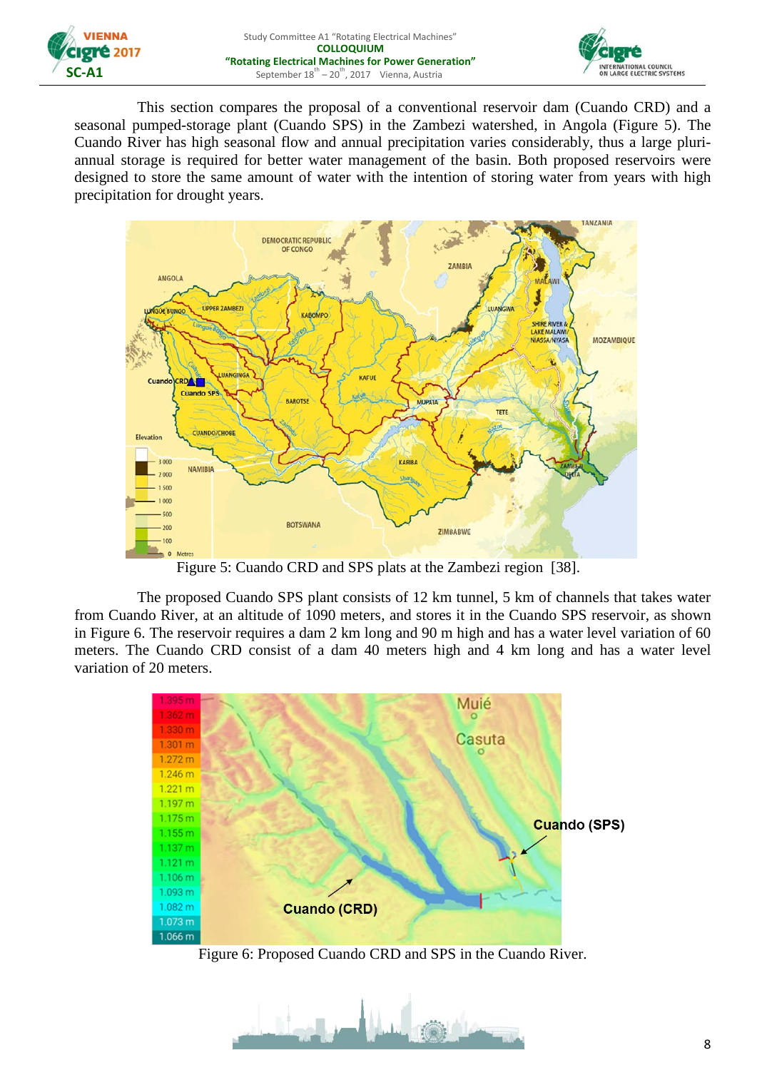This section compares the proposal of a conventional reservoir dam (Cuando CRD) and a seasonal pumped-storage plant (Cuando SPS) in the Zambezi watershed, in Angola (Figure 5). The Cuando River has high seasonal flow and annual precipitation varies considerably, thus a large pluri-annual storage is required for better water management of the basin. Both proposed reservoirs were designed to store the same amount of water with the intention of storing water from years with high precipitation for drought years.

Figure 5: Cuando CRD and SPS plats at the Zambezi region [38].

The proposed Cuando SPS plant consists of 12 km tunnel, 5 km of channels that takes water from Cuando River, at an altitude of 1090 meters, and stores it in the Cuando SPS reservoir, as shown in Figure 6. The reservoir requires a dam 2 km long and 90 m high and has a water level variation of 60 meters. The Cuando CRD consist of a dam 40 meters high and 4 km long and has a water level variation of 20 meters.

Figure 6: Proposed Cuando CRD and SPS in the Cuando River.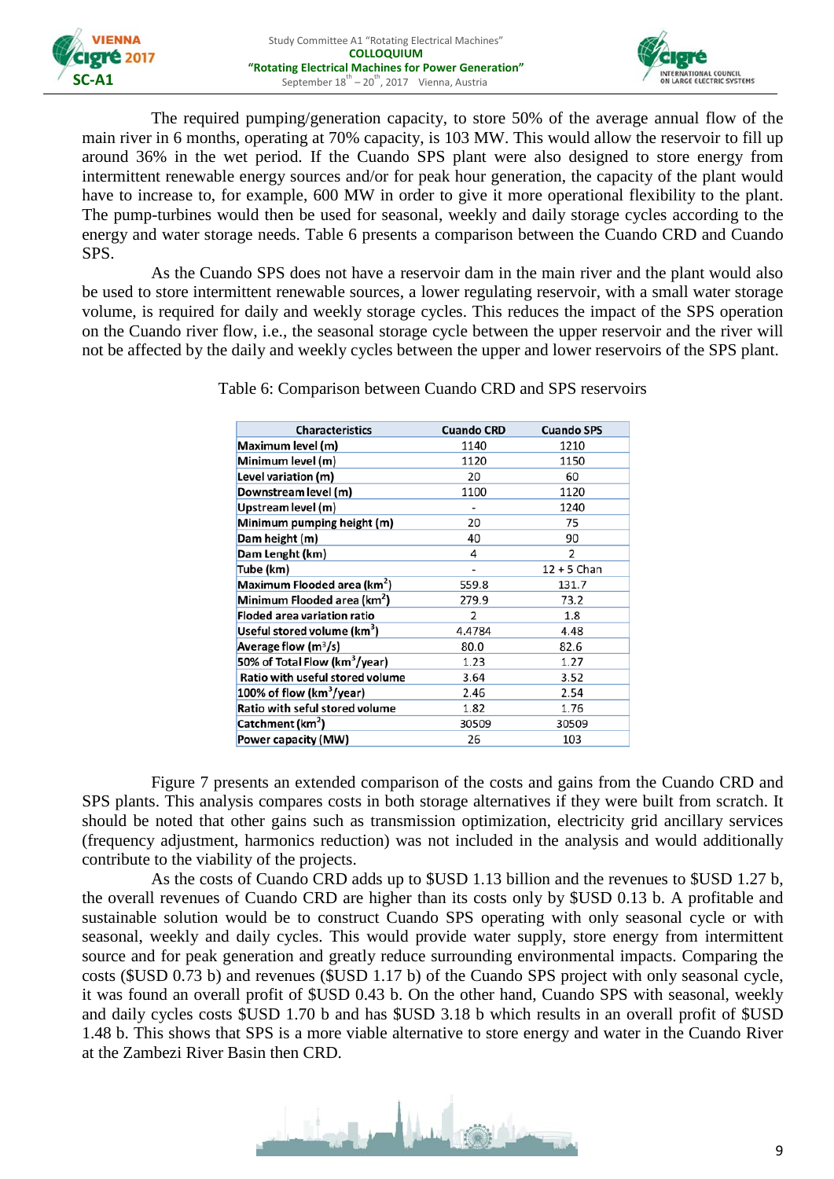The required pumping/generation capacity, to store 50% of the average annual flow of the main river in 6 months, operating at 70% capacity, is 103 MW. This would allow the reservoir to fill up around 36% in the wet period. If the Cuando SPS plant were also designed to store energy from intermittent renewable energy sources and/or for peak hour generation, the capacity of the plant would have to increase to, for example, 600 MW in order to give it more operational flexibility to the plant. The pump-turbines would then be used for seasonal, weekly and daily storage cycles according to the energy and water storage needs. Table 6 presents a comparison between the Cuando CRD and Cuando SPS.

As the Cuando SPS does not have a reservoir dam in the main river and the plant would also be used to store intermittent renewable sources, a lower regulating reservoir, with a small water storage volume, is required for daily and weekly storage cycles. This reduces the impact of the SPS operation on the Cuando river flow, i.e., the seasonal storage cycle between the upper reservoir and the river will not be affected by the daily and weekly cycles between the upper and lower reservoirs of the SPS plant.

Table 6: Comparison between Cuando CRD and SPS reservoirs

| Characteristics | Cuando CRD | Cuando SPS |
|---|---|---|
| Maximum level (m) | 1140 | 1210 |
| Minimum level (m) | 1120 | 1150 |
| Level variation (m) | 20 | 60 |
| Downstream level (m) | 1100 | 1120 |
| Upstream level (m) | - | 1240 |
| Minimum pumping height (m) | 20 | 75 |
| Dam height (m) | 40 | 90 |
| Dam Lenght (km) | 4 | 2 |
| Tube (km) | - | 12 + 5 Chan |
| Maximum Flooded area ($km^2$) | 559.8 | 131.7 |
| Minimum Flooded area ($km^2$) | 279.9 | 73.2 |
| Floded area variation ratio | 2 | 1.8 |
| Useful stored volume ($km^3$) | 4.4784 | 4.48 |
| Average flow ($m^3/s$) | 80.0 | 82.6 |
| 50% of Total Flow ($km^3$/year) | 1.23 | 1.27 |
| Ratio with useful stored volume | 3.64 | 3.52 |
| 100% of flow ($km^3$/year) | 2.46 | 2.54 |
| Ratio with seful stored volume | 1.82 | 1.76 |
| Catchment ($km^2$) | 30509 | 30509 |
| Power capacity (MW) | 26 | 103 |

Figure 7 presents an extended comparison of the costs and gains from the Cuando CRD and SPS plants. This analysis compares costs in both storage alternatives if they were built from scratch. It should be noted that other gains such as transmission optimization, electricity grid ancillary services (frequency adjustment, harmonics reduction) was not included in the analysis and would additionally contribute to the viability of the projects.

As the costs of Cuando CRD adds up to $USD 1.13 billion and the revenues to $USD 1.27 b, the overall revenues of Cuando CRD are higher than its costs only by $USD 0.13 b. A profitable and sustainable solution would be to construct Cuando SPS operating with only seasonal cycle or with seasonal, weekly and daily cycles. This would provide water supply, store energy from intermittent source and for peak generation and greatly reduce surrounding environmental impacts. Comparing the costs ($USD 0.73 b) and revenues ($USD 1.17 b) of the Cuando SPS project with only seasonal cycle, it was found an overall profit of $USD 0.43 b. On the other hand, Cuando SPS with seasonal, weekly and daily cycles costs $USD 1.70 b and has $USD 3.18 b which results in an overall profit of $USD 1.48 b. This shows that SPS is a more viable alternative to store energy and water in the Cuando River at the Zambezi River Basin then CRD.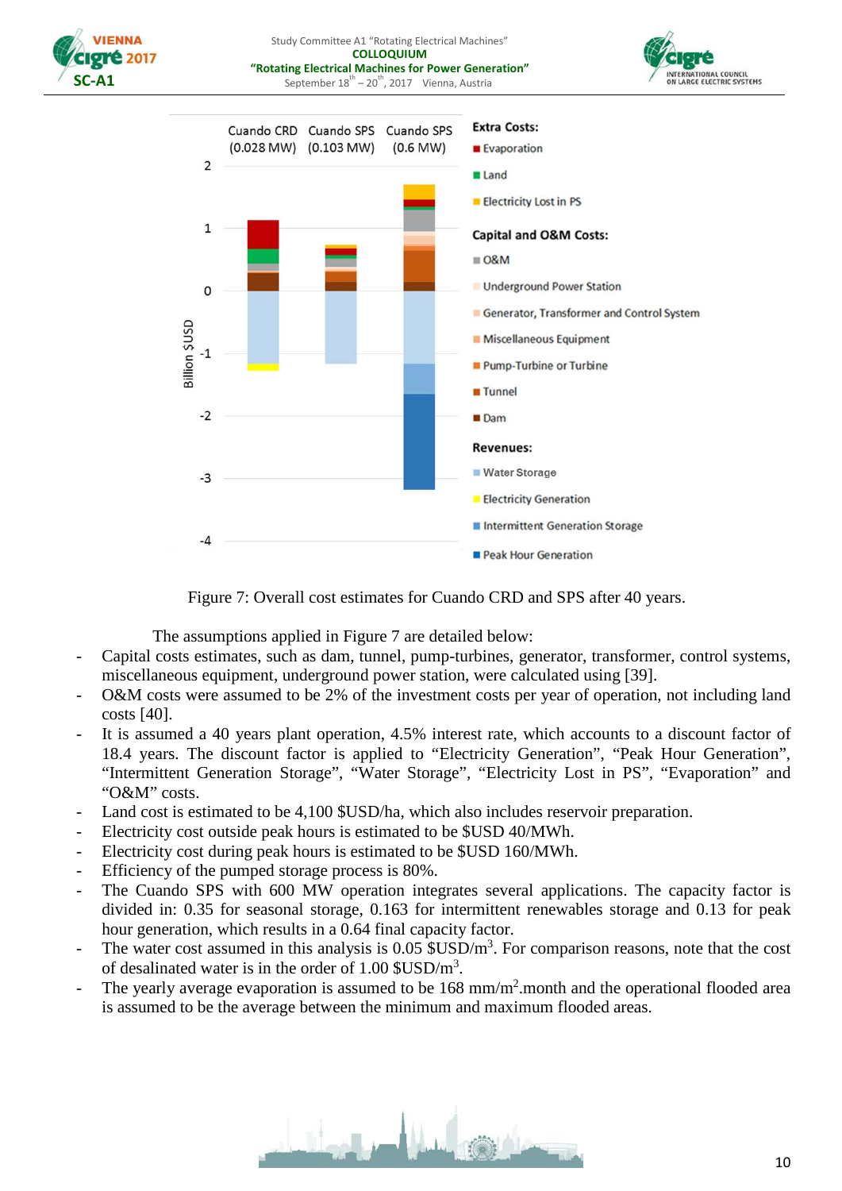Figure 7: Overall cost estimates for Cuando CRD and SPS after 40 years.

The assumptions applied in Figure 7 are detailed below:

- Capital costs estimates, such as dam, tunnel, pump-turbines, generator, transformer, control systems, miscellaneous equipment, underground power station, were calculated using [39].
- O&M costs were assumed to be 2% of the investment costs per year of operation, not including land costs [40].
- It is assumed a 40 years plant operation, 4.5% interest rate, which accounts to a discount factor of 18.4 years. The discount factor is applied to "Electricity Generation", "Peak Hour Generation", "Intermittent Generation Storage", "Water Storage", "Electricity Lost in PS", "Evaporation" and "O&M" costs.
- Land cost is estimated to be 4,100 $USD/ha, which also includes reservoir preparation.
- Electricity cost outside peak hours is estimated to be $USD 40/MWh.
- Electricity cost during peak hours is estimated to be $USD 160/MWh.
- Efficiency of the pumped storage process is 80%.
- The Cuando SPS with 600 MW operation integrates several applications. The capacity factor is divided in: 0.35 for seasonal storage, 0.163 for intermittent renewables storage and 0.13 for peak hour generation, which results in a 0.64 final capacity factor.
- The water cost assumed in this analysis is 0.05 $USD/m$^3$. For comparison reasons, note that the cost of desalinated water is in the order of 1.00 $USD/m$^3$.
- The yearly average evaporation is assumed to be 168 mm/m$^2$.month and the operational flooded area is assumed to be the average between the minimum and maximum flooded areas.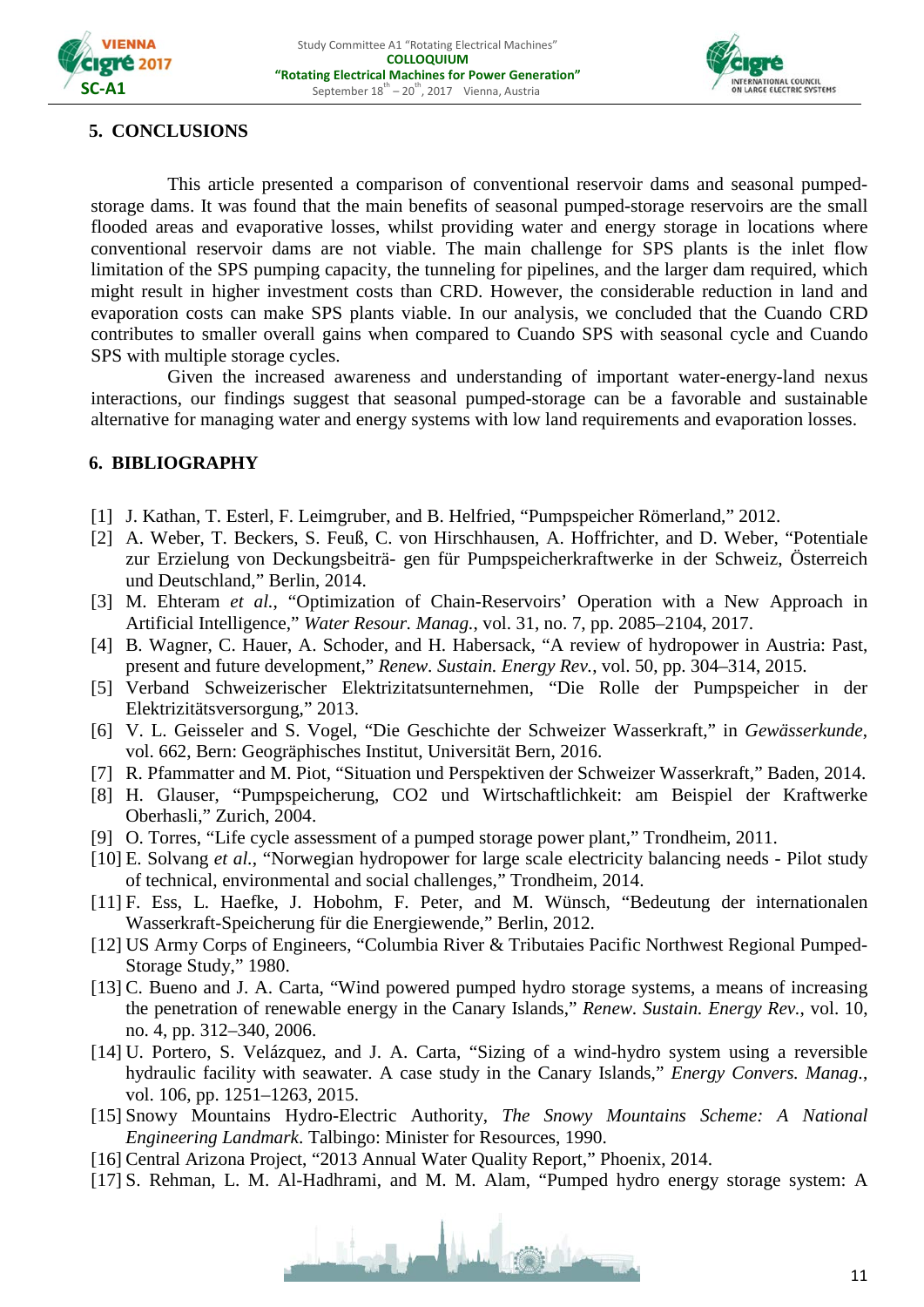## 5. CONCLUSIONS

This article presented a comparison of conventional reservoir dams and seasonal pumped-storage dams. It was found that the main benefits of seasonal pumped-storage reservoirs are the small flooded areas and evaporative losses, whilst providing water and energy storage in locations where conventional reservoir dams are not viable. The main challenge for SPS plants is the inlet flow limitation of the SPS pumping capacity, the tunneling for pipelines, and the larger dam required, which might result in higher investment costs than CRD. However, the considerable reduction in land and evaporation costs can make SPS plants viable. In our analysis, we concluded that the Cuando CRD contributes to smaller overall gains when compared to Cuando SPS with seasonal cycle and Cuando SPS with multiple storage cycles.

Given the increased awareness and understanding of important water-energy-land nexus interactions, our findings suggest that seasonal pumped-storage can be a favorable and sustainable alternative for managing water and energy systems with low land requirements and evaporation losses.

## 6. BIBLIOGRAPHY

[1] J. Kathan, T. Esterl, F. Leimgruber, and B. Helfried, "Pumpspeicher Römerland," 2012.

[2] A. Weber, T. Beckers, S. Feuß, C. von Hirschhausen, A. Hoffrichter, and D. Weber, "Potentiale zur Erzielung von Deckungsbeiträ- gen für Pumpspeicherkraftwerke in der Schweiz, Österreich und Deutschland," Berlin, 2014.

[3] M. Ehteram *et al.*, "Optimization of Chain-Reservoirs' Operation with a New Approach in Artificial Intelligence," *Water Resour. Manag.*, vol. 31, no. 7, pp. 2085–2104, 2017.

[4] B. Wagner, C. Hauer, A. Schoder, and H. Habersack, "A review of hydropower in Austria: Past, present and future development," *Renew. Sustain. Energy Rev.*, vol. 50, pp. 304–314, 2015.

[5] Verband Schweizerischer Elektrizitatsunternehmen, "Die Rolle der Pumpspeicher in der Elektrizitätsversorgung," 2013.

[6] V. L. Geisseler and S. Vogel, "Die Geschichte der Schweizer Wasserkraft," in *Gewässerkunde*, vol. 662, Bern: Geogräphisches Institut, Universität Bern, 2016.

[7] R. Pfammatter and M. Piot, "Situation und Perspektiven der Schweizer Wasserkraft," Baden, 2014.

[8] H. Glauser, "Pumpspeicherung, CO2 und Wirtschaftlichkeit: am Beispiel der Kraftwerke Oberhasli," Zurich, 2004.

[9] O. Torres, "Life cycle assessment of a pumped storage power plant," Trondheim, 2011.

[10] E. Solvang *et al.*, "Norwegian hydropower for large scale electricity balancing needs - Pilot study of technical, environmental and social challenges," Trondheim, 2014.

[11] F. Ess, L. Haefke, J. Hobohm, F. Peter, and M. Wünsch, "Bedeutung der internationalen Wasserkraft-Speicherung für die Energiewende," Berlin, 2012.

[12] US Army Corps of Engineers, "Columbia River & Tributaies Pacific Northwest Regional Pumped-Storage Study," 1980.

[13] C. Bueno and J. A. Carta, "Wind powered pumped hydro storage systems, a means of increasing the penetration of renewable energy in the Canary Islands," *Renew. Sustain. Energy Rev.*, vol. 10, no. 4, pp. 312–340, 2006.

[14] U. Portero, S. Velázquez, and J. A. Carta, "Sizing of a wind-hydro system using a reversible hydraulic facility with seawater. A case study in the Canary Islands," *Energy Convers. Manag.*, vol. 106, pp. 1251–1263, 2015.

[15] Snowy Mountains Hydro-Electric Authority, *The Snowy Mountains Scheme: A National Engineering Landmark*. Talbingo: Minister for Resources, 1990.

[16] Central Arizona Project, "2013 Annual Water Quality Report," Phoenix, 2014.

[17] S. Rehman, L. M. Al-Hadhrami, and M. M. Alam, "Pumped hydro energy storage system: A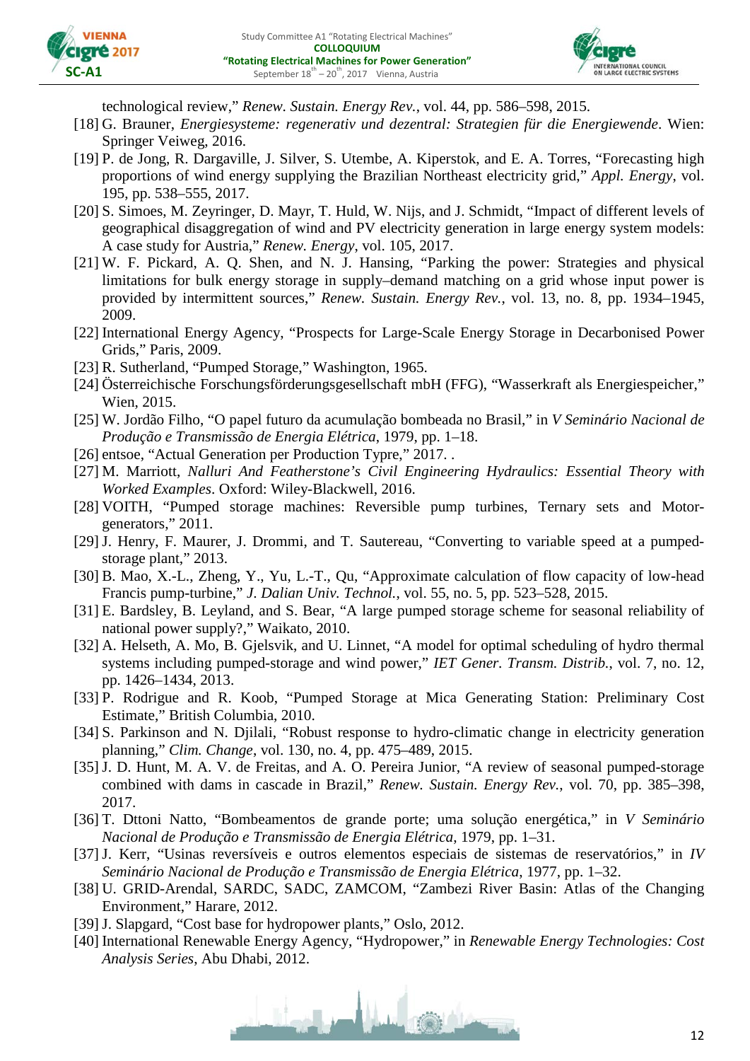technological review," *Renew. Sustain. Energy Rev.*, vol. 44, pp. 586–598, 2015.

[18] G. Brauner, *Energiesysteme: regenerativ und dezentral: Strategien für die Energiewende*. Wien: Springer Veiweg, 2016.

[19] P. de Jong, R. Dargaville, J. Silver, S. Utembe, A. Kiperstok, and E. A. Torres, "Forecasting high proportions of wind energy supplying the Brazilian Northeast electricity grid," *Appl. Energy*, vol. 195, pp. 538–555, 2017.

[20] S. Simoes, M. Zeyringer, D. Mayr, T. Huld, W. Nijs, and J. Schmidt, "Impact of different levels of geographical disaggregation of wind and PV electricity generation in large energy system models: A case study for Austria," *Renew. Energy*, vol. 105, 2017.

[21] W. F. Pickard, A. Q. Shen, and N. J. Hansing, "Parking the power: Strategies and physical limitations for bulk energy storage in supply–demand matching on a grid whose input power is provided by intermittent sources," *Renew. Sustain. Energy Rev.*, vol. 13, no. 8, pp. 1934–1945, 2009.

[22] International Energy Agency, "Prospects for Large-Scale Energy Storage in Decarbonised Power Grids," Paris, 2009.

[23] R. Sutherland, "Pumped Storage," Washington, 1965.

[24] Österreichische Forschungsförderungsgesellschaft mbH (FFG), "Wasserkraft als Energiespeicher," Wien, 2015.

[25] W. Jordão Filho, "O papel futuro da acumulação bombeada no Brasil," in *V Seminário Nacional de Produção e Transmissão de Energia Elétrica*, 1979, pp. 1–18.

[26] entsoe, "Actual Generation per Production Typre," 2017. .

[27] M. Marriott, *Nalluri And Featherstone's Civil Engineering Hydraulics: Essential Theory with Worked Examples*. Oxford: Wiley-Blackwell, 2016.

[28] VOITH, "Pumped storage machines: Reversible pump turbines, Ternary sets and Motor-generators," 2011.

[29] J. Henry, F. Maurer, J. Drommi, and T. Sautereau, "Converting to variable speed at a pumped-storage plant," 2013.

[30] B. Mao, X.-L., Zheng, Y., Yu, L.-T., Qu, "Approximate calculation of flow capacity of low-head Francis pump-turbine," *J. Dalian Univ. Technol.*, vol. 55, no. 5, pp. 523–528, 2015.

[31] E. Bardsley, B. Leyland, and S. Bear, "A large pumped storage scheme for seasonal reliability of national power supply?," Waikato, 2010.

[32] A. Helseth, A. Mo, B. Gjelsvik, and U. Linnet, "A model for optimal scheduling of hydro thermal systems including pumped-storage and wind power," *IET Gener. Transm. Distrib.*, vol. 7, no. 12, pp. 1426–1434, 2013.

[33] P. Rodrigue and R. Koob, "Pumped Storage at Mica Generating Station: Preliminary Cost Estimate," British Columbia, 2010.

[34] S. Parkinson and N. Djilali, "Robust response to hydro-climatic change in electricity generation planning," *Clim. Change*, vol. 130, no. 4, pp. 475–489, 2015.

[35] J. D. Hunt, M. A. V. de Freitas, and A. O. Pereira Junior, "A review of seasonal pumped-storage combined with dams in cascade in Brazil," *Renew. Sustain. Energy Rev.*, vol. 70, pp. 385–398, 2017.

[36] T. Dttoni Natto, "Bombeamentos de grande porte; uma solução energética," in *V Seminário Nacional de Produção e Transmissão de Energia Elétrica*, 1979, pp. 1–31.

[37] J. Kerr, "Usinas reversíveis e outros elementos especiais de sistemas de reservatórios," in *IV Seminário Nacional de Produção e Transmissão de Energia Elétrica*, 1977, pp. 1–32.

[38] U. GRID-Arendal, SARDC, SADC, ZAMCOM, "Zambezi River Basin: Atlas of the Changing Environment," Harare, 2012.

[39] J. Slapgard, "Cost base for hydropower plants," Oslo, 2012.

[40] International Renewable Energy Agency, "Hydropower," in *Renewable Energy Technologies: Cost Analysis Series*, Abu Dhabi, 2012.